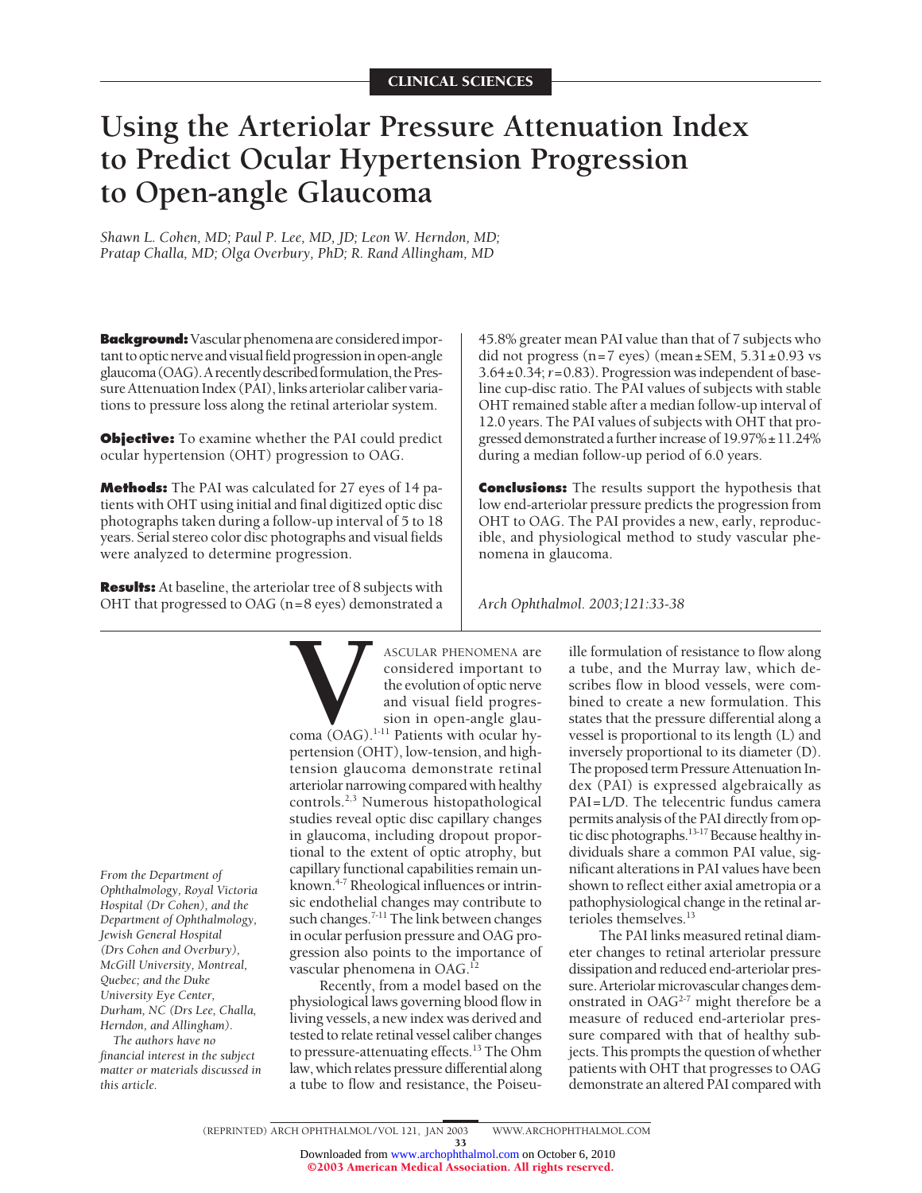CLINICAL SCIENCES

# Using the Arteriolar Pressure Attenuation Index to Predict Ocular Hypertension Progression to Open-angle Glaucoma

*Shawn L. Cohen, MD; Paul P. Lee, MD, JD; Leon W. Herndon, MD; Pratap Challa, MD; Olga Overbury, PhD; R. Rand Allingham, MD*

**Background:** Vascular phenomena are considered important to optic nerve and visual field progression in open-angle glaucoma (OAG). A recently described formulation, the Pressure Attenuation Index (PAI), links arteriolar caliber variations to pressure loss along the retinal arteriolar system.

**Objective:** To examine whether the PAI could predict ocular hypertension (OHT) progression to OAG.

**Methods:** The PAI was calculated for 27 eyes of 14 patients with OHT using initial and final digitized optic disc photographs taken during a follow-up interval of 5 to 18 years. Serial stereo color disc photographs and visual fields were analyzed to determine progression.

**Results:** At baseline, the arteriolar tree of 8 subjects with OHT that progressed to OAG (n=8 eyes) demonstrated a 45.8% greater mean PAI value than that of 7 subjects who did not progress (n=7 eyes) (mean±SEM, 5.31±0.93 vs 3.64±0.34; *r*=0.83). Progression was independent of baseline cup-disc ratio. The PAI values of subjects with stable OHT remained stable after a median follow-up interval of 12.0 years. The PAI values of subjects with OHT that progressed demonstrated a further increase of 19.97%±11.24% during a median follow-up period of 6.0 years.

**Conclusions:** The results support the hypothesis that low end-arteriolar pressure predicts the progression from OHT to OAG. The PAI provides a new, early, reproducible, and physiological method to study vascular phenomena in glaucoma.

*Arch Ophthalmol. 2003;121:33-38*

VASCULAR PHENOMENA are considered important to the evolution of optic nerve and visual field progression in open-angle glaucoma (OAG).[1-11] Patients with ocular hypertension (OHT), low-tension, and high-tension glaucoma demonstrate retinal arteriolar narrowing compared with healthy controls.[2,3] Numerous histopathological studies reveal optic disc capillary changes in glaucoma, including dropout proportional to the extent of optic atrophy, but capillary functional capabilities remain unknown.[4-7] Rheological influences or intrinsic endothelial changes may contribute to such changes.[7-11] The link between changes in ocular perfusion pressure and OAG progression also points to the importance of vascular phenomena in OAG.[12]

Recently, from a model based on the physiological laws governing blood flow in living vessels, a new index was derived and tested to relate retinal vessel caliber changes to pressure-attenuating effects.[13] The Ohm law, which relates pressure differential along a tube to flow and resistance, the Poiseuille formulation of resistance to flow along a tube, and the Murray law, which describes flow in blood vessels, were combined to create a new formulation. This states that the pressure differential along a vessel is proportional to its length (L) and inversely proportional to its diameter (D). The proposed term Pressure Attenuation Index (PAI) is expressed algebraically as PAI=L/D. The telecentric fundus camera permits analysis of the PAI directly from optic disc photographs.[13-17] Because healthy individuals share a common PAI value, significant alterations in PAI values have been shown to reflect either axial ametropia or a pathophysiological change in the retinal arterioles themselves.[13]

The PAI links measured retinal diameter changes to retinal arteriolar pressure dissipation and reduced end-arteriolar pressure. Arteriolar microvascular changes demonstrated in OAG[2-7] might therefore be a measure of reduced end-arteriolar pressure compared with that of healthy subjects. This prompts the question of whether patients with OHT that progresses to OAG demonstrate an altered PAI compared with

*From the Department of Ophthalmology, Royal Victoria Hospital (Dr Cohen), and the Department of Ophthalmology, Jewish General Hospital (Drs Cohen and Overbury), McGill University, Montreal, Quebec; and the Duke University Eye Center, Durham, NC (Drs Lee, Challa, Herndon, and Allingham).*

*The authors have no financial interest in the subject matter or materials discussed in this article.*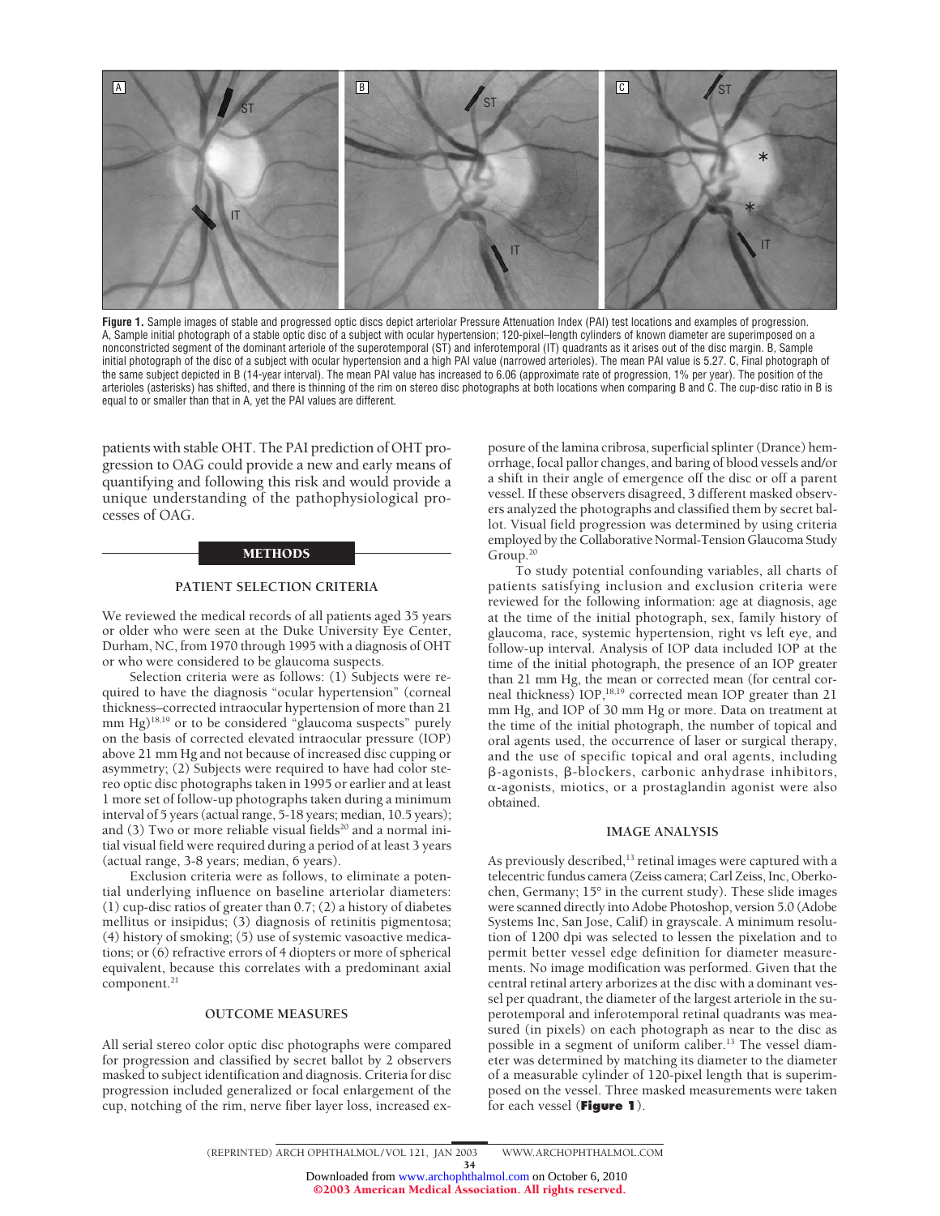**Figure 1.** Sample images of stable and progressed optic discs depict arteriolar Pressure Attenuation Index (PAI) test locations and examples of progression. A, Sample initial photograph of a stable optic disc of a subject with ocular hypertension; 120-pixel–length cylinders of known diameter are superimposed on a nonconstricted segment of the dominant arteriole of the superotemporal (ST) and inferotemporal (IT) quadrants as it arises out of the disc margin. B, Sample initial photograph of the disc of a subject with ocular hypertension and a high PAI value (narrowed arterioles). The mean PAI value is 5.27. C, Final photograph of the same subject depicted in B (14-year interval). The mean PAI value has increased to 6.06 (approximate rate of progression, 1% per year). The position of the arterioles (asterisks) has shifted, and there is thinning of the rim on stereo disc photographs at both locations when comparing B and C. The cup-disc ratio in B is equal to or smaller than that in A, yet the PAI values are different.

patients with stable OHT. The PAI prediction of OHT progression to OAG could provide a new and early means of quantifying and following this risk and would provide a unique understanding of the pathophysiological processes of OAG.

## METHODS

### PATIENT SELECTION CRITERIA

We reviewed the medical records of all patients aged 35 years or older who were seen at the Duke University Eye Center, Durham, NC, from 1970 through 1995 with a diagnosis of OHT or who were considered to be glaucoma suspects.

Selection criteria were as follows: (1) Subjects were required to have the diagnosis "ocular hypertension" (corneal thickness–corrected intraocular hypertension of more than 21 mm Hg)[18,19] or to be considered "glaucoma suspects" purely on the basis of corrected elevated intraocular pressure (IOP) above 21 mm Hg and not because of increased disc cupping or asymmetry; (2) Subjects were required to have had color stereo optic disc photographs taken in 1995 or earlier and at least 1 more set of follow-up photographs taken during a minimum interval of 5 years (actual range, 5-18 years; median, 10.5 years); and (3) Two or more reliable visual fields[20] and a normal initial visual field were required during a period of at least 3 years (actual range, 3-8 years; median, 6 years).

Exclusion criteria were as follows, to eliminate a potential underlying influence on baseline arteriolar diameters: (1) cup-disc ratios of greater than 0.7; (2) a history of diabetes mellitus or insipidus; (3) diagnosis of retinitis pigmentosa; (4) history of smoking; (5) use of systemic vasoactive medications; or (6) refractive errors of 4 diopters or more of spherical equivalent, because this correlates with a predominant axial component.[21]

### OUTCOME MEASURES

All serial stereo color optic disc photographs were compared for progression and classified by secret ballot by 2 observers masked to subject identification and diagnosis. Criteria for disc progression included generalized or focal enlargement of the cup, notching of the rim, nerve fiber layer loss, increased exposure of the lamina cribrosa, superficial splinter (Drance) hemorrhage, focal pallor changes, and baring of blood vessels and/or a shift in their angle of emergence off the disc or off a parent vessel. If these observers disagreed, 3 different masked observers analyzed the photographs and classified them by secret ballot. Visual field progression was determined by using criteria employed by the Collaborative Normal-Tension Glaucoma Study Group.[20]

To study potential confounding variables, all charts of patients satisfying inclusion and exclusion criteria were reviewed for the following information: age at diagnosis, age at the time of the initial photograph, sex, family history of glaucoma, race, systemic hypertension, right vs left eye, and follow-up interval. Analysis of IOP data included IOP at the time of the initial photograph, the presence of an IOP greater than 21 mm Hg, the mean or corrected mean (for central corneal thickness) IOP,[18,19] corrected mean IOP greater than 21 mm Hg, and IOP of 30 mm Hg or more. Data on treatment at the time of the initial photograph, the number of topical and oral agents used, the occurrence of laser or surgical therapy, and the use of specific topical and oral agents, including β-agonists, β-blockers, carbonic anhydrase inhibitors, α-agonists, miotics, or a prostaglandin agonist were also obtained.

### IMAGE ANALYSIS

As previously described,[13] retinal images were captured with a telecentric fundus camera (Zeiss camera; Carl Zeiss, Inc, Oberkochen, Germany; 15° in the current study). These slide images were scanned directly into Adobe Photoshop, version 5.0 (Adobe Systems Inc, San Jose, Calif) in grayscale. A minimum resolution of 1200 dpi was selected to lessen the pixelation and to permit better vessel edge definition for diameter measurements. No image modification was performed. Given that the central retinal artery arborizes at the disc with a dominant vessel per quadrant, the diameter of the largest arteriole in the superotemporal and inferotemporal retinal quadrants was measured (in pixels) on each photograph as near to the disc as possible in a segment of uniform caliber.[13] The vessel diameter was determined by matching its diameter to the diameter of a measurable cylinder of 120-pixel length that is superimposed on the vessel. Three masked measurements were taken for each vessel (**Figure 1**).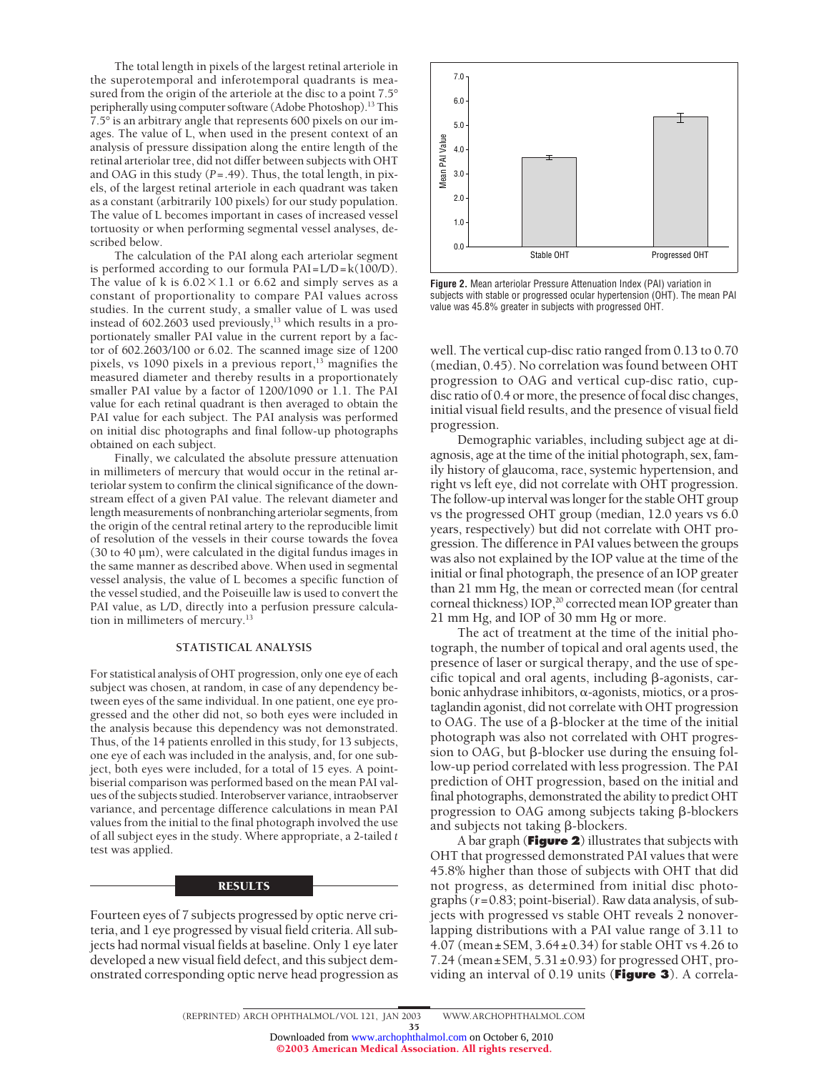The total length in pixels of the largest retinal arteriole in the superotemporal and inferotemporal quadrants is measured from the origin of the arteriole at the disc to a point 7.5° peripherally using computer software (Adobe Photoshop).[13] This 7.5° is an arbitrary angle that represents 600 pixels on our images. The value of L, when used in the present context of an analysis of pressure dissipation along the entire length of the retinal arteriolar tree, did not differ between subjects with OHT and OAG in this study ($P = .49$). Thus, the total length, in pixels, of the largest retinal arteriole in each quadrant was taken as a constant (arbitrarily 100 pixels) for our study population. The value of L becomes important in cases of increased vessel tortuosity or when performing segmental vessel analyses, described below.

The calculation of the PAI along each arteriolar segment is performed according to our formula $PAI = L/D = k(100/D)$. The value of k is $6.02 \times 1.1$ or 6.62 and simply serves as a constant of proportionality to compare PAI values across studies. In the current study, a smaller value of L was used instead of 602.2603 used previously,[13] which results in a proportionately smaller PAI value in the current report by a factor of 602.2603/100 or 6.02. The scanned image size of 1200 pixels, vs 1090 pixels in a previous report,[13] magnifies the measured diameter and thereby results in a proportionately smaller PAI value by a factor of 1200/1090 or 1.1. The PAI value for each retinal quadrant is then averaged to obtain the PAI value for each subject. The PAI analysis was performed on initial disc photographs and final follow-up photographs obtained on each subject.

Finally, we calculated the absolute pressure attenuation in millimeters of mercury that would occur in the retinal arteriolar system to confirm the clinical significance of the downstream effect of a given PAI value. The relevant diameter and length measurements of nonbranching arteriolar segments, from the origin of the central retinal artery to the reproducible limit of resolution of the vessels in their course towards the fovea (30 to 40 µm), were calculated in the digital fundus images in the same manner as described above. When used in segmental vessel analysis, the value of L becomes a specific function of the vessel studied, and the Poiseuille law is used to convert the PAI value, as L/D, directly into a perfusion pressure calculation in millimeters of mercury.[13]

## STATISTICAL ANALYSIS

For statistical analysis of OHT progression, only one eye of each subject was chosen, at random, in case of any dependency between eyes of the same individual. In one patient, one eye progressed and the other did not, so both eyes were included in the analysis because this dependency was not demonstrated. Thus, of the 14 patients enrolled in this study, for 13 subjects, one eye of each was included in the analysis, and, for one subject, both eyes were included, for a total of 15 eyes. A point-biserial comparison was performed based on the mean PAI values of the subjects studied. Interobserver variance, intraobserver variance, and percentage difference calculations in mean PAI values from the initial to the final photograph involved the use of all subject eyes in the study. Where appropriate, a 2-tailed *t* test was applied.

## RESULTS

Fourteen eyes of 7 subjects progressed by optic nerve criteria, and 1 eye progressed by visual field criteria. All subjects had normal visual fields at baseline. Only 1 eye later developed a new visual field defect, and this subject demonstrated corresponding optic nerve head progression as well. The vertical cup-disc ratio ranged from 0.13 to 0.70 (median, 0.45). No correlation was found between OHT progression to OAG and vertical cup-disc ratio, cup-disc ratio of 0.4 or more, the presence of focal disc changes, initial visual field results, and the presence of visual field progression.

Demographic variables, including subject age at diagnosis, age at the time of the initial photograph, sex, family history of glaucoma, race, systemic hypertension, and right vs left eye, did not correlate with OHT progression. The follow-up interval was longer for the stable OHT group vs the progressed OHT group (median, 12.0 years vs 6.0 years, respectively) but did not correlate with OHT progression. The difference in PAI values between the groups was also not explained by the IOP value at the time of the initial or final photograph, the presence of an IOP greater than 21 mm Hg, the mean or corrected mean (for central corneal thickness) IOP,[20] corrected mean IOP greater than 21 mm Hg, and IOP of 30 mm Hg or more.

The act of treatment at the time of the initial photograph, the number of topical and oral agents used, the presence of laser or surgical therapy, and the use of specific topical and oral agents, including β-agonists, carbonic anhydrase inhibitors, α-agonists, miotics, or a prostaglandin agonist, did not correlate with OHT progression to OAG. The use of a β-blocker at the time of the initial photograph was also not correlated with OHT progression to OAG, but β-blocker use during the ensuing follow-up period correlated with less progression. The PAI prediction of OHT progression, based on the initial and final photographs, demonstrated the ability to predict OHT progression to OAG among subjects taking β-blockers and subjects not taking β-blockers.

A bar graph (**Figure 2**) illustrates that subjects with OHT that progressed demonstrated PAI values that were 45.8% higher than those of subjects with OHT that did not progress, as determined from initial disc photographs ($r = 0.83$; point-biserial). Raw data analysis, of subjects with progressed vs stable OHT reveals 2 nonoverlapping distributions with a PAI value range of 3.11 to 4.07 (mean ± SEM, 3.64 ± 0.34) for stable OHT vs 4.26 to 7.24 (mean ± SEM, 5.31 ± 0.93) for progressed OHT, providing an interval of 0.19 units (**Figure 3**). A correla-

**Figure 2.** Mean arteriolar Pressure Attenuation Index (PAI) variation in subjects with stable or progressed ocular hypertension (OHT). The mean PAI value was 45.8% greater in subjects with progressed OHT.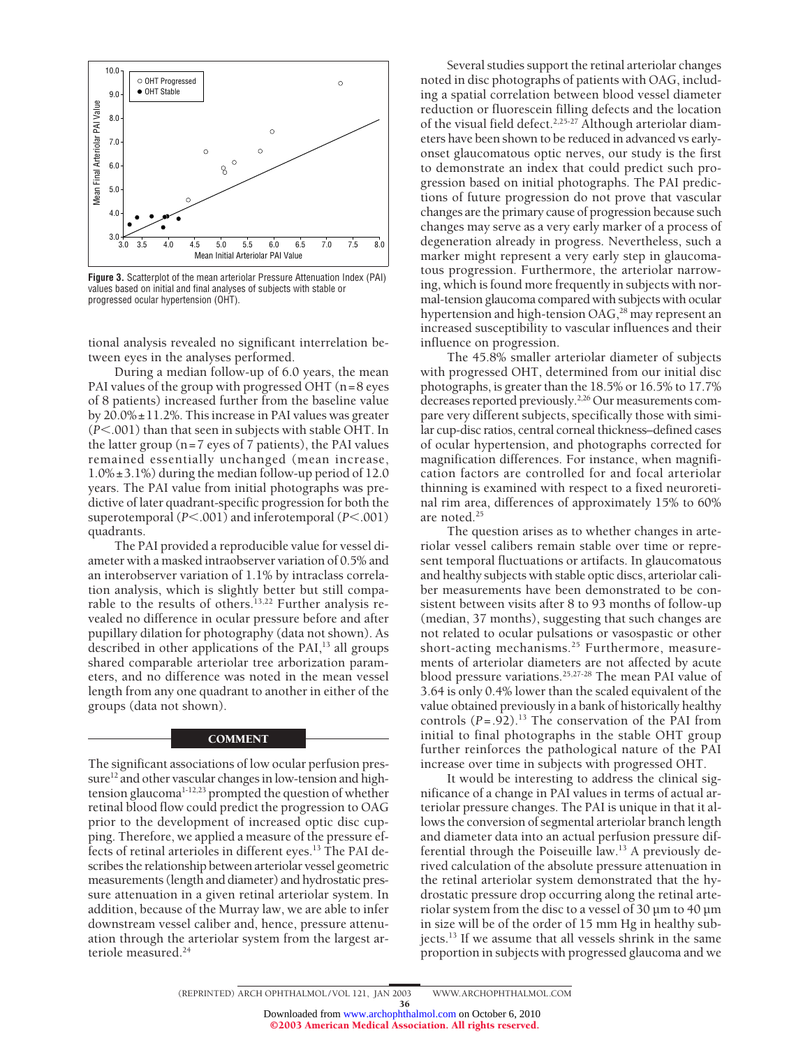**Figure 3.** Scatterplot of the mean arteriolar Pressure Attenuation Index (PAI) values based on initial and final analyses of subjects with stable or progressed ocular hypertension (OHT).

tional analysis revealed no significant interrelation between eyes in the analyses performed.

During a median follow-up of 6.0 years, the mean PAI values of the group with progressed OHT (n=8 eyes of 8 patients) increased further from the baseline value by 20.0%±11.2%. This increase in PAI values was greater ($P<.001$) than that seen in subjects with stable OHT. In the latter group (n=7 eyes of 7 patients), the PAI values remained essentially unchanged (mean increase, 1.0%±3.1%) during the median follow-up period of 12.0 years. The PAI value from initial photographs was predictive of later quadrant-specific progression for both the superotemporal ($P<.001$) and inferotemporal ($P<.001$) quadrants.

The PAI provided a reproducible value for vessel diameter with a masked intraobserver variation of 0.5% and an interobserver variation of 1.1% by intraclass correlation analysis, which is slightly better but still comparable to the results of others.[13,22] Further analysis revealed no difference in ocular pressure before and after pupillary dilation for photography (data not shown). As described in other applications of the PAI,[13] all groups shared comparable arteriolar tree arborization parameters, and no difference was noted in the mean vessel length from any one quadrant to another in either of the groups (data not shown).

## COMMENT

The significant associations of low ocular perfusion pressure[12] and other vascular changes in low-tension and high-tension glaucoma[1-12,23] prompted the question of whether retinal blood flow could predict the progression to OAG prior to the development of increased optic disc cupping. Therefore, we applied a measure of the pressure effects of retinal arterioles in different eyes.[13] The PAI describes the relationship between arteriolar vessel geometric measurements (length and diameter) and hydrostatic pressure attenuation in a given retinal arteriolar system. In addition, because of the Murray law, we are able to infer downstream vessel caliber and, hence, pressure attenuation through the arteriolar system from the largest arteriole measured.[24]

Several studies support the retinal arteriolar changes noted in disc photographs of patients with OAG, including a spatial correlation between blood vessel diameter reduction or fluorescein filling defects and the location of the visual field defect.[2,25-27] Although arteriolar diameters have been shown to be reduced in advanced vs early-onset glaucomatous optic nerves, our study is the first to demonstrate an index that could predict such progression based on initial photographs. The PAI predictions of future progression do not prove that vascular changes are the primary cause of progression because such changes may serve as a very early marker of a process of degeneration already in progress. Nevertheless, such a marker might represent a very early step in glaucomatous progression. Furthermore, the arteriolar narrowing, which is found more frequently in subjects with normal-tension glaucoma compared with subjects with ocular hypertension and high-tension OAG,[28] may represent an increased susceptibility to vascular influences and their influence on progression.

The 45.8% smaller arteriolar diameter of subjects with progressed OHT, determined from our initial disc photographs, is greater than the 18.5% or 16.5% to 17.7% decreases reported previously.[2,26] Our measurements compare very different subjects, specifically those with similar cup-disc ratios, central corneal thickness–defined cases of ocular hypertension, and photographs corrected for magnification differences. For instance, when magnification factors are controlled for and focal arteriolar thinning is examined with respect to a fixed neuroretinal rim area, differences of approximately 15% to 60% are noted.[25]

The question arises as to whether changes in arteriolar vessel calibers remain stable over time or represent temporal fluctuations or artifacts. In glaucomatous and healthy subjects with stable optic discs, arteriolar caliber measurements have been demonstrated to be consistent between visits after 8 to 93 months of follow-up (median, 37 months), suggesting that such changes are not related to ocular pulsations or vasospastic or other short-acting mechanisms.[25] Furthermore, measurements of arteriolar diameters are not affected by acute blood pressure variations.[25,27-28] The mean PAI value of 3.64 is only 0.4% lower than the scaled equivalent of the value obtained previously in a bank of historically healthy controls ($P=.92$).[13] The conservation of the PAI from initial to final photographs in the stable OHT group further reinforces the pathological nature of the PAI increase over time in subjects with progressed OHT.

It would be interesting to address the clinical significance of a change in PAI values in terms of actual arteriolar pressure changes. The PAI is unique in that it allows the conversion of segmental arteriolar branch length and diameter data into an actual perfusion pressure differential through the Poiseuille law.[13] A previously derived calculation of the absolute pressure attenuation in the retinal arteriolar system demonstrated that the hydrostatic pressure drop occurring along the retinal arteriolar system from the disc to a vessel of 30 μm to 40 μm in size will be of the order of 15 mm Hg in healthy subjects.[13] If we assume that all vessels shrink in the same proportion in subjects with progressed glaucoma and we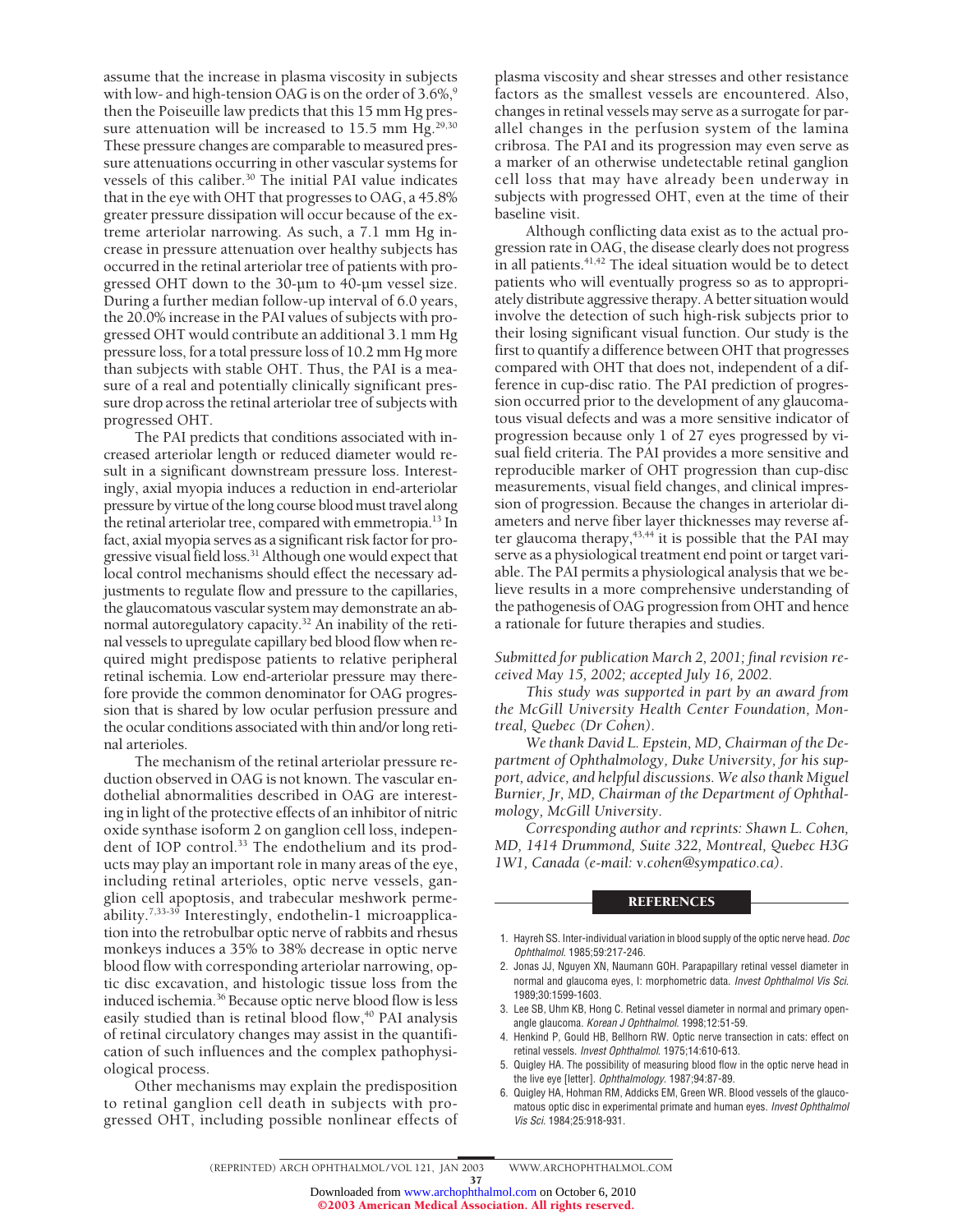assume that the increase in plasma viscosity in subjects with low- and high-tension OAG is on the order of 3.6%,[9] then the Poiseuille law predicts that this 15 mm Hg pressure attenuation will be increased to 15.5 mm Hg.[29,30] These pressure changes are comparable to measured pressure attenuations occurring in other vascular systems for vessels of this caliber.[30] The initial PAI value indicates that in the eye with OHT that progresses to OAG, a 45.8% greater pressure dissipation will occur because of the extreme arteriolar narrowing. As such, a 7.1 mm Hg increase in pressure attenuation over healthy subjects has occurred in the retinal arteriolar tree of patients with progressed OHT down to the 30-µm to 40-µm vessel size. During a further median follow-up interval of 6.0 years, the 20.0% increase in the PAI values of subjects with progressed OHT would contribute an additional 3.1 mm Hg pressure loss, for a total pressure loss of 10.2 mm Hg more than subjects with stable OHT. Thus, the PAI is a measure of a real and potentially clinically significant pressure drop across the retinal arteriolar tree of subjects with progressed OHT.

The PAI predicts that conditions associated with increased arteriolar length or reduced diameter would result in a significant downstream pressure loss. Interestingly, axial myopia induces a reduction in end-arteriolar pressure by virtue of the long course blood must travel along the retinal arteriolar tree, compared with emmetropia.[13] In fact, axial myopia serves as a significant risk factor for progressive visual field loss.[31] Although one would expect that local control mechanisms should effect the necessary adjustments to regulate flow and pressure to the capillaries, the glaucomatous vascular system may demonstrate an abnormal autoregulatory capacity.[32] An inability of the retinal vessels to upregulate capillary bed blood flow when required might predispose patients to relative peripheral retinal ischemia. Low end-arteriolar pressure may therefore provide the common denominator for OAG progression that is shared by low ocular perfusion pressure and the ocular conditions associated with thin and/or long retinal arterioles.

The mechanism of the retinal arteriolar pressure reduction observed in OAG is not known. The vascular endothelial abnormalities described in OAG are interesting in light of the protective effects of an inhibitor of nitric oxide synthase isoform 2 on ganglion cell loss, independent of IOP control.[33] The endothelium and its products may play an important role in many areas of the eye, including retinal arterioles, optic nerve vessels, ganglion cell apoptosis, and trabecular meshwork permeability.[7,33-39] Interestingly, endothelin-1 microapplication into the retrobulbar optic nerve of rabbits and rhesus monkeys induces a 35% to 38% decrease in optic nerve blood flow with corresponding arteriolar narrowing, optic disc excavation, and histologic tissue loss from the induced ischemia.[36] Because optic nerve blood flow is less easily studied than is retinal blood flow,[40] PAI analysis of retinal circulatory changes may assist in the quantification of such influences and the complex pathophysiological process.

Other mechanisms may explain the predisposition to retinal ganglion cell death in subjects with progressed OHT, including possible nonlinear effects of plasma viscosity and shear stresses and other resistance factors as the smallest vessels are encountered. Also, changes in retinal vessels may serve as a surrogate for parallel changes in the perfusion system of the lamina cribrosa. The PAI and its progression may even serve as a marker of an otherwise undetectable retinal ganglion cell loss that may have already been underway in subjects with progressed OHT, even at the time of their baseline visit.

Although conflicting data exist as to the actual progression rate in OAG, the disease clearly does not progress in all patients.[41,42] The ideal situation would be to detect patients who will eventually progress so as to appropriately distribute aggressive therapy. A better situation would involve the detection of such high-risk subjects prior to their losing significant visual function. Our study is the first to quantify a difference between OHT that progresses compared with OHT that does not, independent of a difference in cup-disc ratio. The PAI prediction of progression occurred prior to the development of any glaucomatous visual defects and was a more sensitive indicator of progression because only 1 of 27 eyes progressed by visual field criteria. The PAI provides a more sensitive and reproducible marker of OHT progression than cup-disc measurements, visual field changes, and clinical impression of progression. Because the changes in arteriolar diameters and nerve fiber layer thicknesses may reverse after glaucoma therapy,[43,44] it is possible that the PAI may serve as a physiological treatment end point or target variable. The PAI permits a physiological analysis that we believe results in a more comprehensive understanding of the pathogenesis of OAG progression from OHT and hence a rationale for future therapies and studies.

*Submitted for publication March 2, 2001; final revision received May 15, 2002; accepted July 16, 2002.*

*This study was supported in part by an award from the McGill University Health Center Foundation, Montreal, Quebec (Dr Cohen).*

*We thank David L. Epstein, MD, Chairman of the Department of Ophthalmology, Duke University, for his support, advice, and helpful discussions. We also thank Miguel Burnier, Jr, MD, Chairman of the Department of Ophthalmology, McGill University.*

*Corresponding author and reprints: Shawn L. Cohen, MD, 1414 Drummond, Suite 322, Montreal, Quebec H3G 1W1, Canada (e-mail: v.cohen@sympatico.ca).*

## REFERENCES

1. Hayreh SS. Inter-individual variation in blood supply of the optic nerve head. *Doc Ophthalmol.* 1985;59:217-246.
2. Jonas JJ, Nguyen XN, Naumann GOH. Parapapillary retinal vessel diameter in normal and glaucoma eyes, I: morphometric data. *Invest Ophthalmol Vis Sci.* 1989;30:1599-1603.
3. Lee SB, Uhm KB, Hong C. Retinal vessel diameter in normal and primary open-angle glaucoma. *Korean J Ophthalmol.* 1998;12:51-59.
4. Henkind P, Gould HB, Bellhorn RW. Optic nerve transection in cats: effect on retinal vessels. *Invest Ophthalmol.* 1975;14:610-613.
5. Quigley HA. The possibility of measuring blood flow in the optic nerve head in the live eye [letter]. *Ophthalmology.* 1987;94:87-89.
6. Quigley HA, Hohman RM, Addicks EM, Green WR. Blood vessels of the glaucomatous optic disc in experimental primate and human eyes. *Invest Ophthalmol Vis Sci.* 1984;25:918-931.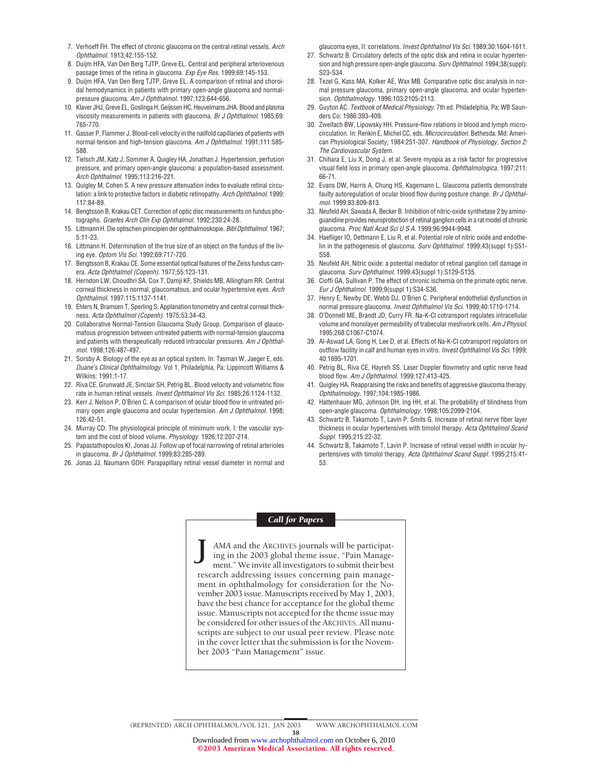7. Verhoeff FH. The effect of chronic glaucoma on the central retinal vessels. *Arch Ophthalmol.* 1913;42:155-152.
8. Duijm HFA, Van Den Berg TJTP, Greve EL. Central and peripheral arteriovenous passage times of the retina in glaucoma. *Exp Eye Res.* 1999;69:145-153.
9. Duijm HFA, Van Den Berg TJTP, Greve EL. A comparison of retinal and choroidal hemodynamics in patients with primary open-angle glaucoma and normal-pressure glaucoma. *Am J Ophthalmol.* 1997;123:644-656.
10. Klaver JHJ, Greve EL, Goslinga H, Geijssen HC, Heuvelmans JHA. Blood and plasma viscosity measurements in patients with glaucoma. *Br J Ophthalmol.* 1985;69:765-770.
11. Gasser P, Flammer J. Blood-cell velocity in the nailfold capillaries of patients with normal-tension and high-tension glaucoma. *Am J Ophthalmol.* 1991;111:585-588.
12. Tielsch JM, Katz J, Sommer A, Quigley HA, Jonathan J. Hypertension, perfusion pressure, and primary open-angle glaucoma: a population-based assessment. *Arch Ophthalmol.* 1995;113:216-221.
13. Quigley M, Cohen S. A new pressure attenuation index to evaluate retinal circulation: a link to protective factors in diabetic retinopathy. *Arch Ophthalmol.* 1999;117:84-89.
14. Bengtsson B, Krakau CET. Correction of optic disc measurements on fundus photographs. *Graefes Arch Clin Exp Ophthalmol.* 1992;230:24-28.
15. Littmann H. Die optischen principien der ophthalmoskopie. *Bibl Ophthalmol.* 1967;5:11-23.
16. Littmann H. Determination of the true size of an object on the fundus of the living eye. *Optom Vis Sci.* 1992;69:717-720.
17. Bengtsson B, Krakau CE. Some essential optical features of the Zeiss fundus camera. *Acta Ophthalmol (Copenh).* 1977;55:123-131.
18. Herndon LW, Choudhri SA, Cox T, Damji KF, Shields MB, Allingham RR. Central corneal thickness in normal, glaucomatous, and ocular hypertensive eyes. *Arch Ophthalmol.* 1997;115:1137-1141.
19. Ehlers N, Bramsen T, Sperling S. Applanation tonometry and central corneal thickness. *Acta Ophthalmol (Copenh).* 1975;53:34-43.
20. Collaborative Normal-Tension Glaucoma Study Group. Comparison of glaucomatous progression between untreated patients with normal-tension glaucoma and patients with therapeutically reduced intraocular pressures. *Am J Ophthalmol.* 1998;126:487-497.
21. Sorsby A. Biology of the eye as an optical system. In: Tasman W, Jaeger E, eds. *Duane's Clinical Ophthalmology.* Vol 1. Philadelphia, Pa: Lippincott Williams & Wilkins: 1991:1-17.
22. Riva CE, Grunwald JE, Sinclair SH, Petrig BL. Blood velocity and volumetric flow rate in human retinal vessels. *Invest Ophthalmol Vis Sci.* 1985;26:1124-1132.
23. Kerr J, Nelson P, O'Brien C. A comparison of ocular blood flow in untreated primary open angle glaucoma and ocular hypertension. *Am J Ophthalmol.* 1998;126:42-51.
24. Murray CD. The physiological principle of minimum work, I: the vascular system and the cost of blood volume. *Physiology.* 1926;12:207-214.
25. Papastathopoulos KI, Jonas JJ. Follow up of focal narrowing of retinal arterioles in glaucoma. *Br J Ophthalmol.* 1999;83:285-289.
26. Jonas JJ, Naumann GOH. Parapapillary retinal vessel diameter in normal and glaucoma eyes, II: correlations. *Invest Ophthalmol Vis Sci.* 1989;30:1604-1611.
27. Schwartz B. Circulatory defects of the optic disk and retina in ocular hypertension and high pressure open-angle glaucoma. *Surv Ophthalmol.* 1994;38(suppl):S23-S34.
28. Tezel G, Kass MA, Kolker AE, Wax MB. Comparative optic disc analysis in normal pressure glaucoma, primary open-angle glaucoma, and ocular hypertension. *Ophthalmology.* 1996;103:2105-2113.
29. Guyton AC. *Textbook of Medical Physiology.* 7th ed. Philadelphia, Pa: WB Saunders Co; 1986:393-409.
30. Zweifach BW, Lipowsky HH. Pressure-flow relations in blood and lymph microcirculation. In: Renkin E, Michel CC, eds. *Microcirculation.* Bethesda, Md: American Physiological Society; 1984:251-307. *Handbook of Physiology, Section 2: The Cardiovascular System.*
31. Chihara E, Liu X, Dong J, et al. Severe myopia as a risk factor for progressive visual field loss in primary open-angle glaucoma. *Ophthalmologica.* 1997;211:66-71.
32. Evans DW, Harris A, Chung HS, Kagemann L. Glaucoma patients demonstrate faulty autoregulation of ocular blood flow during posture change. *Br J Ophthalmol.* 1999;83:809-813.
33. Neufeld AH, Sawada A, Becker B. Inhibition of nitric-oxide synthetase 2 by aminoguanidine provides neuroprotection of retinal ganglion cells in a rat model of chronic glaucoma. *Proc Natl Acad Sci U S A.* 1999;96:9944-9948.
34. Haefliger IO, Dettmann E, Liu R, et al. Potential role of nitric oxide and endothelin in the pathogenesis of glaucoma. *Surv Ophthalmol.* 1999;43(suppl 1):S51-S58.
35. Neufeld AH. Nitric oxide: a potential mediator of retinal ganglion cell damage in glaucoma. *Surv Ophthalmol.* 1999;43(suppl 1):S129-S135.
36. Cioffi GA, Sullivan P. The effect of chronic ischemia on the primate optic nerve. *Eur J Ophthalmol.* 1999;9(suppl 1):S34-S36.
37. Henry E, Newby DE, Webb DJ, O'Brien C. Peripheral endothelial dysfunction in normal pressure glaucoma. *Invest Ophthalmol Vis Sci.* 1999;40:1710-1714.
38. O'Donnell ME, Brandt JD, Curry FR. Na-K-Cl cotransport regulates intracellular volume and monolayer permeability of trabecular meshwork cells. *Am J Physiol.* 1995;268:C1067-C1074.
39. Al-Aswad LA, Gong H, Lee D, et al. Effects of Na-K-Cl cotransport regulators on outflow facility in calf and human eyes in vitro. *Invest Ophthalmol Vis Sci.* 1999;40:1695-1701.
40. Petrig BL, Riva CE, Hayreh SS. Laser Doppler flowmetry and optic nerve head blood flow. *Am J Ophthalmol.* 1999;127:413-425.
41. Quigley HA. Reappraising the risks and benefits of aggressive glaucoma therapy. *Ophthalmology.* 1997;104:1985-1986.
42. Hattenhauer MG, Johnson DH, Ing HH, et al. The probability of blindness from open-angle glaucoma. *Ophthalmology.* 1998;105:2099-2104.
43. Schwartz B, Takamoto T, Lavin P, Smits G. Increase of retinal nerve fiber layer thickness in ocular hypertensives with timolol therapy. *Acta Ophthalmol Scand Suppl.* 1995;215:22-32.
44. Schwartz B, Takamoto T, Lavin P. Increase of retinal vessel width in ocular hypertensives with timolol therapy. *Acta Ophthalmol Scand Suppl.* 1995;215:41-53.

## *Call for Papers*

*JAMA* and the ARCHIVES journals will be participating in the 2003 global theme issue, "Pain Management." We invite all investigators to submit their best research addressing issues concerning pain management in ophthalmology for consideration for the November 2003 issue. Manuscripts received by May 1, 2003, have the best chance for acceptance for the global theme issue. Manuscripts not accepted for the theme issue may be considered for other issues of the ARCHIVES. All manuscripts are subject to our usual peer review. Please note in the cover letter that the submission is for the November 2003 "Pain Management" issue.